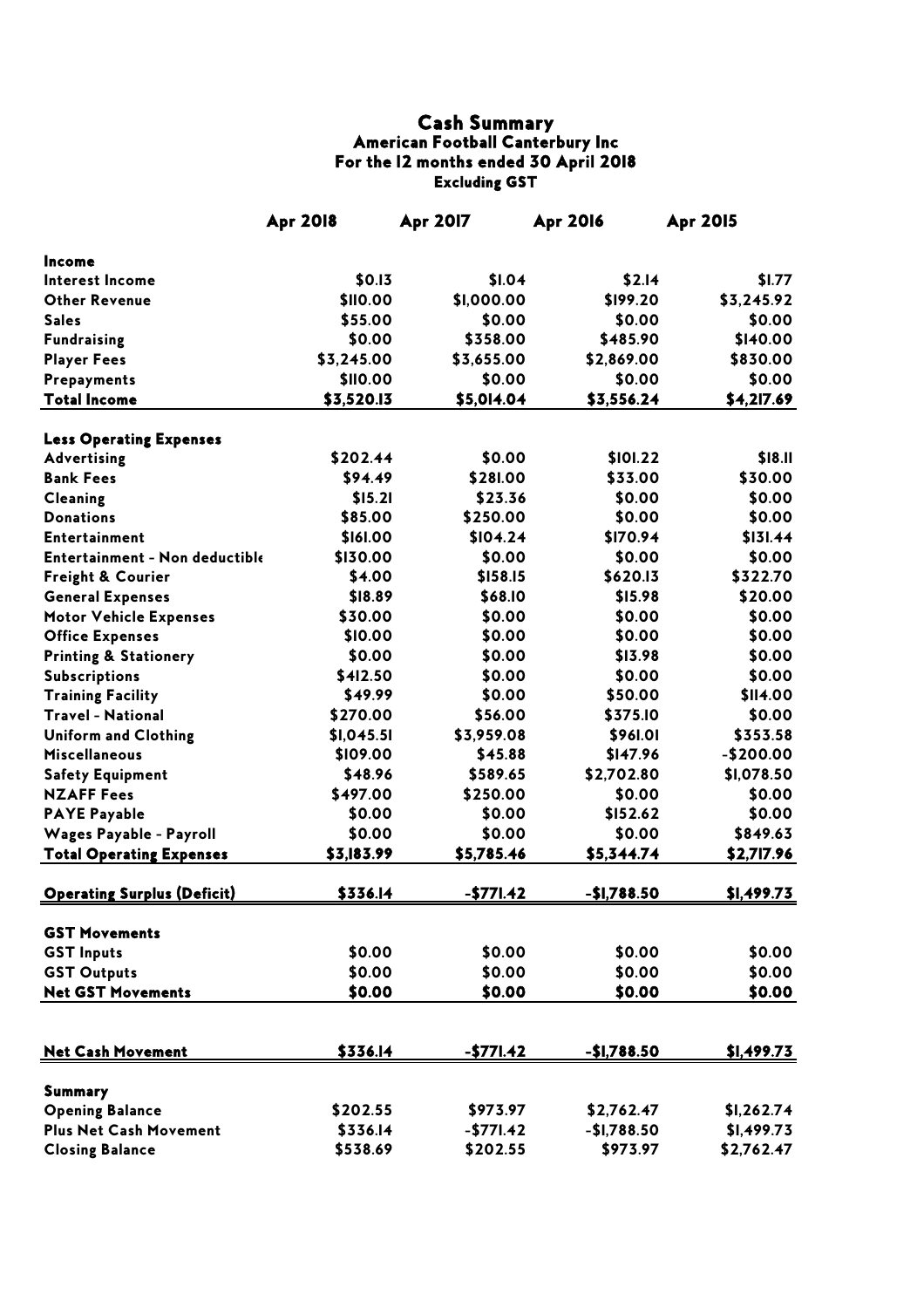# Cash Summary

## American Football Canterbury Inc

### For the 12 months ended 30 April 2018

**Excluding GST**

| | Apr 2018 | Apr 2017 | Apr 2016 | Apr 2015 |
|---|---|---|---|---|
| **Income** | | | | |
| Interest Income | $0.13 | $1.04 | $2.14 | $1.77 |
| Other Revenue | $110.00 | $1,000.00 | $199.20 | $3,245.92 |
| Sales | $55.00 | $0.00 | $0.00 | $0.00 |
| Fundraising | $0.00 | $358.00 | $485.90 | $140.00 |
| Player Fees | $3,245.00 | $3,655.00 | $2,869.00 | $830.00 |
| Prepayments | $110.00 | $0.00 | $0.00 | $0.00 |
| **Total Income** | **$3,520.13** | **$5,014.04** | **$3,556.24** | **$4,217.69** |
| | | | | |
| **Less Operating Expenses** | | | | |
| Advertising | $202.44 | $0.00 | $101.22 | $18.11 |
| Bank Fees | $94.49 | $281.00 | $33.00 | $30.00 |
| Cleaning | $15.21 | $23.36 | $0.00 | $0.00 |
| Donations | $85.00 | $250.00 | $0.00 | $0.00 |
| Entertainment | $161.00 | $104.24 | $170.94 | $131.44 |
| Entertainment - Non deductible | $130.00 | $0.00 | $0.00 | $0.00 |
| Freight & Courier | $4.00 | $158.15 | $620.13 | $322.70 |
| General Expenses | $18.89 | $68.10 | $15.98 | $20.00 |
| Motor Vehicle Expenses | $30.00 | $0.00 | $0.00 | $0.00 |
| Office Expenses | $10.00 | $0.00 | $0.00 | $0.00 |
| Printing & Stationery | $0.00 | $0.00 | $13.98 | $0.00 |
| Subscriptions | $412.50 | $0.00 | $0.00 | $0.00 |
| Training Facility | $49.99 | $0.00 | $50.00 | $114.00 |
| Travel - National | $270.00 | $56.00 | $375.10 | $0.00 |
| Uniform and Clothing | $1,045.51 | $3,959.08 | $961.01 | $353.58 |
| Miscellaneous | $109.00 | $45.88 | $147.96 | -$200.00 |
| Safety Equipment | $48.96 | $589.65 | $2,702.80 | $1,078.50 |
| NZAFF Fees | $497.00 | $250.00 | $0.00 | $0.00 |
| PAYE Payable | $0.00 | $0.00 | $152.62 | $0.00 |
| Wages Payable - Payroll | $0.00 | $0.00 | $0.00 | $849.63 |
| **Total Operating Expenses** | **$3,183.99** | **$5,785.46** | **$5,344.74** | **$2,717.96** |
| | | | | |
| **Operating Surplus (Deficit)** | **$336.14** | **-$771.42** | **-$1,788.50** | **$1,499.73** |
| | | | | |
| **GST Movements** | | | | |
| GST Inputs | $0.00 | $0.00 | $0.00 | $0.00 |
| GST Outputs | $0.00 | $0.00 | $0.00 | $0.00 |
| **Net GST Movements** | **$0.00** | **$0.00** | **$0.00** | **$0.00** |
| | | | | |
| **Net Cash Movement** | **$336.14** | **-$771.42** | **-$1,788.50** | **$1,499.73** |
| | | | | |
| **Summary** | | | | |
| Opening Balance | $202.55 | $973.97 | $2,762.47 | $1,262.74 |
| Plus Net Cash Movement | $336.14 | -$771.42 | -$1,788.50 | $1,499.73 |
| Closing Balance | $538.69 | $202.55 | $973.97 | $2,762.47 |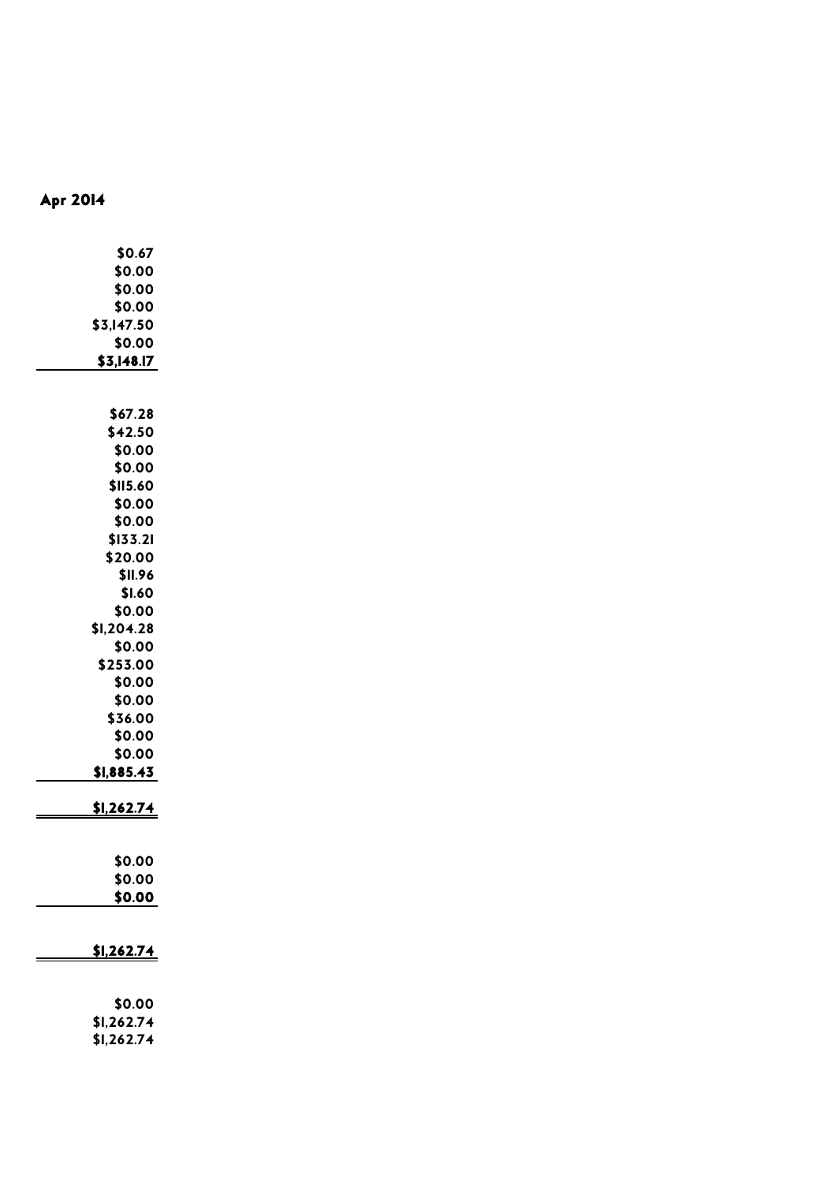| Apr 2014 |
|---|
| |
| $0.67 |
| $0.00 |
| $0.00 |
| $0.00 |
| $3,147.50 |
| $0.00 |
| **$3,148.17** |
| |
| $67.28 |
| $42.50 |
| $0.00 |
| $0.00 |
| $115.60 |
| $0.00 |
| $0.00 |
| $133.21 |
| $20.00 |
| $11.96 |
| $1.60 |
| $0.00 |
| $1,204.28 |
| $0.00 |
| $253.00 |
| $0.00 |
| $0.00 |
| $36.00 |
| $0.00 |
| $0.00 |
| **$1,885.43** |
| |
| **$1,262.74** |
| |
| $0.00 |
| $0.00 |
| **$0.00** |
| |
| **$1,262.74** |
| |
| $0.00 |
| $1,262.74 |
| $1,262.74 |